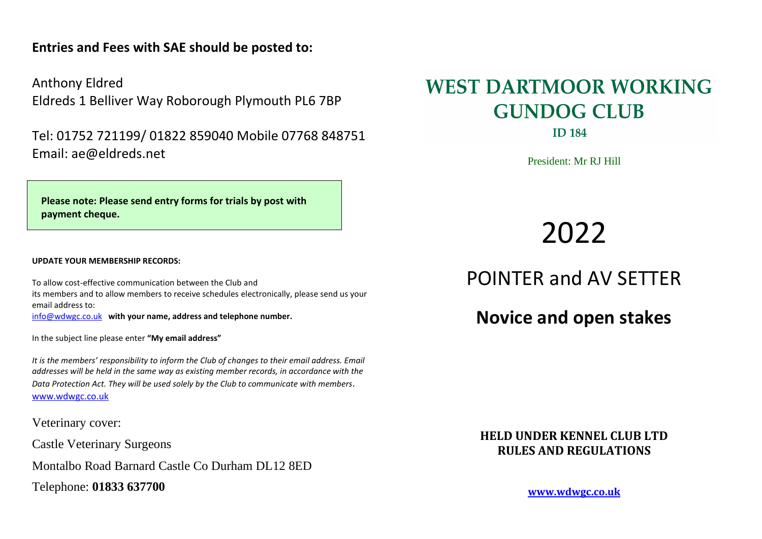**Entries and Fees with SAE should be posted to:**

Anthony Eldred
Eldreds 1 Belliver Way Roborough Plymouth PL6 7BP

Tel: 01752 721199/ 01822 859040 Mobile 07768 848751
Email: ae@eldreds.net

**Please note: Please send entry forms for trials by post with payment cheque.**

**UPDATE YOUR MEMBERSHIP RECORDS:**

To allow cost-effective communication between the Club and its members and to allow members to receive schedules electronically, please send us your email address to:
info@wdwgc.co.uk **with your name, address and telephone number.**

In the subject line please enter **"My email address"**

*It is the members' responsibility to inform the Club of changes to their email address. Email addresses will be held in the same way as existing member records, in accordance with the Data Protection Act. They will be used solely by the Club to communicate with members.*
www.wdwgc.co.uk

Veterinary cover:

Castle Veterinary Surgeons

Montalbo Road Barnard Castle Co Durham DL12 8ED

Telephone: **01833 637700**

# WEST DARTMOOR WORKING GUNDOG CLUB

**ID 184**

President: Mr RJ Hill

# 2022

## POINTER and AV SETTER

## **Novice and open stakes**

**HELD UNDER KENNEL CLUB LTD RULES AND REGULATIONS**

**www.wdwgc.co.uk**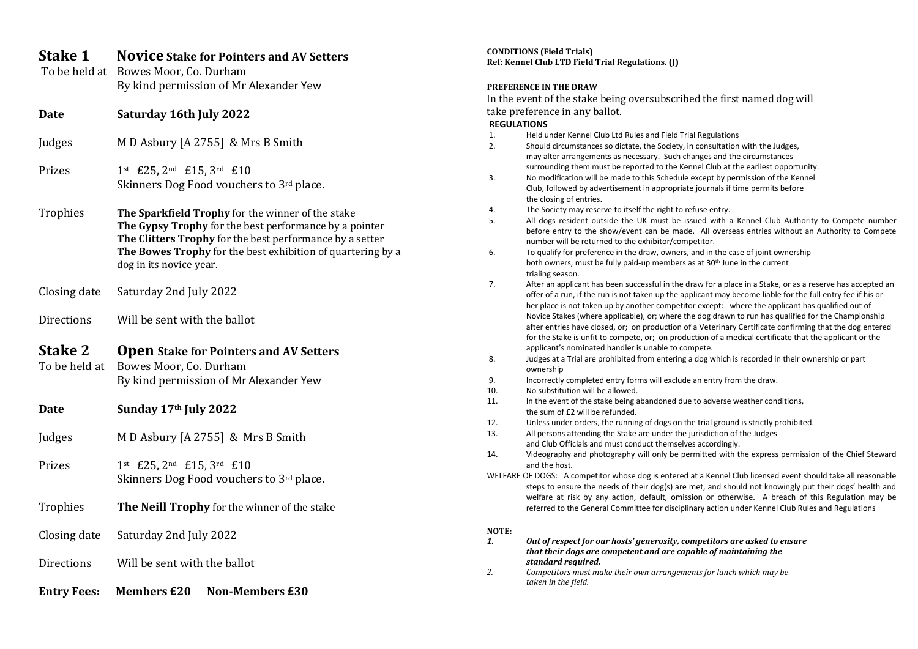## Stake 1 Novice Stake for Pointers and AV Setters

To be held at Bowes Moor, Co. Durham
By kind permission of Mr Alexander Yew

**Date** **Saturday 16th July 2022**

Judges M D Asbury [A 2755] & Mrs B Smith

Prizes 1st £25, 2nd £15, 3rd £10
Skinners Dog Food vouchers to 3rd place.

Trophies
**The Sparkfield Trophy** for the winner of the stake
**The Gypsy Trophy** for the best performance by a pointer
**The Clitters Trophy** for the best performance by a setter
**The Bowes Trophy** for the best exhibition of quartering by a dog in its novice year.

Closing date Saturday 2nd July 2022

Directions Will be sent with the ballot

## Stake 2 Open Stake for Pointers and AV Setters

To be held at Bowes Moor, Co. Durham
By kind permission of Mr Alexander Yew

**Date** **Sunday 17th July 2022**

Judges M D Asbury [A 2755] & Mrs B Smith

Prizes 1st £25, 2nd £15, 3rd £10
Skinners Dog Food vouchers to 3rd place.

Trophies **The Neill Trophy** for the winner of the stake

Closing date Saturday 2nd July 2022

Directions Will be sent with the ballot

**Entry Fees: Members £20 Non-Members £30**

**CONDITIONS (Field Trials)**
**Ref: Kennel Club LTD Field Trial Regulations. (J)**

**PREFERENCE IN THE DRAW**

In the event of the stake being oversubscribed the first named dog will take preference in any ballot.

**REGULATIONS**

1. Held under Kennel Club Ltd Rules and Field Trial Regulations
2. Should circumstances so dictate, the Society, in consultation with the Judges, may alter arrangements as necessary. Such changes and the circumstances surrounding them must be reported to the Kennel Club at the earliest opportunity.
3. No modification will be made to this Schedule except by permission of the Kennel Club, followed by advertisement in appropriate journals if time permits before the closing of entries.
4. The Society may reserve to itself the right to refuse entry.
5. All dogs resident outside the UK must be issued with a Kennel Club Authority to Compete number before entry to the show/event can be made. All overseas entries without an Authority to Compete number will be returned to the exhibitor/competitor.
6. To qualify for preference in the draw, owners, and in the case of joint ownership both owners, must be fully paid-up members as at 30th June in the current trialing season.
7. After an applicant has been successful in the draw for a place in a Stake, or as a reserve has accepted an offer of a run, if the run is not taken up the applicant may become liable for the full entry fee if his or her place is not taken up by another competitor except: where the applicant has qualified out of Novice Stakes (where applicable), or; where the dog drawn to run has qualified for the Championship after entries have closed, or; on production of a Veterinary Certificate confirming that the dog entered for the Stake is unfit to compete, or; on production of a medical certificate that the applicant or the applicant's nominated handler is unable to compete.
8. Judges at a Trial are prohibited from entering a dog which is recorded in their ownership or part ownership
9. Incorrectly completed entry forms will exclude an entry from the draw.
10. No substitution will be allowed.
11. In the event of the stake being abandoned due to adverse weather conditions, the sum of £2 will be refunded.
12. Unless under orders, the running of dogs on the trial ground is strictly prohibited.
13. All persons attending the Stake are under the jurisdiction of the Judges and Club Officials and must conduct themselves accordingly.
14. Videography and photography will only be permitted with the express permission of the Chief Steward and the host.

WELFARE OF DOGS: A competitor whose dog is entered at a Kennel Club licensed event should take all reasonable steps to ensure the needs of their dog(s) are met, and should not knowingly put their dogs' health and welfare at risk by any action, default, omission or otherwise. A breach of this Regulation may be referred to the General Committee for disciplinary action under Kennel Club Rules and Regulations

**NOTE:**

1. *Out of respect for our hosts' generosity, competitors are asked to ensure that their dogs are competent and are capable of maintaining the standard required.*
2. *Competitors must make their own arrangements for lunch which may be taken in the field.*